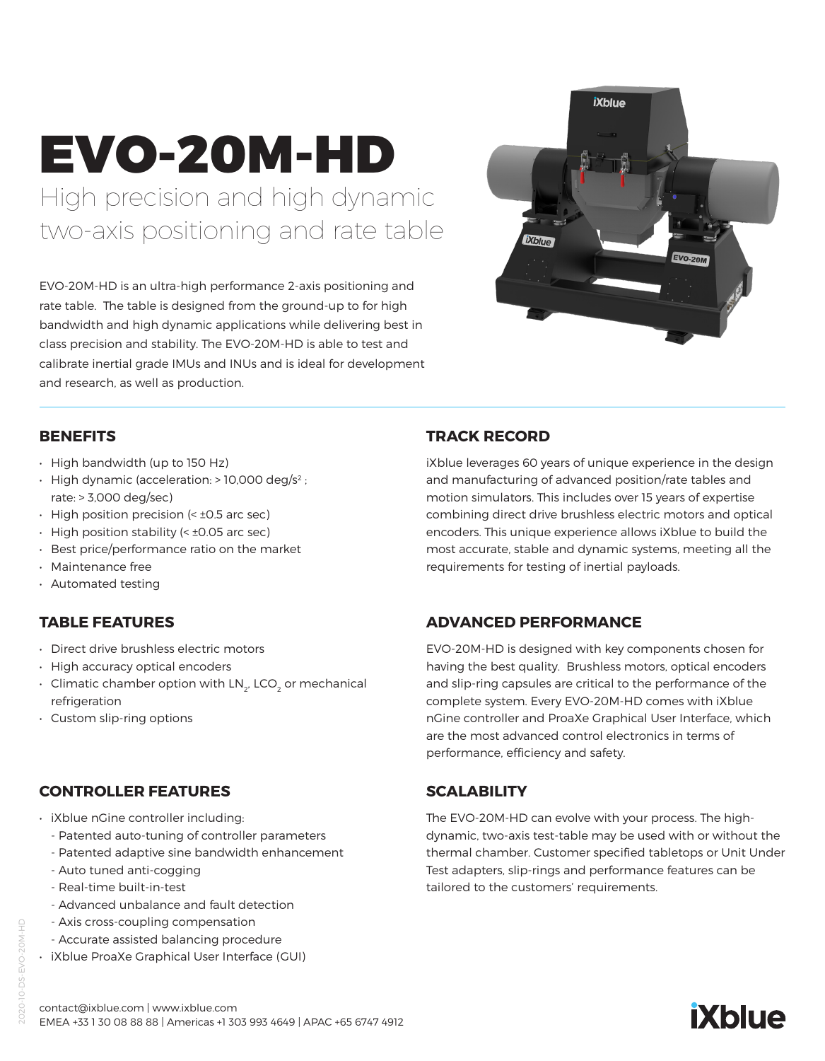# EVO-20M-HD

## High precision and high dynamic two-axis positioning and rate table

EVO-20M-HD is an ultra-high performance 2-axis positioning and rate table. The table is designed from the ground-up to for high bandwidth and high dynamic applications while delivering best in class precision and stability. The EVO-20M-HD is able to test and calibrate inertial grade IMUs and INUs and is ideal for development and research, as well as production.

### BENEFITS

- High bandwidth (up to 150 Hz)
- High dynamic (acceleration: > 10,000 deg/s$^2$ ; rate: > 3,000 deg/sec)
- High position precision (< ±0.5 arc sec)
- High position stability (< ±0.05 arc sec)
- Best price/performance ratio on the market
- Maintenance free
- Automated testing

### TABLE FEATURES

- Direct drive brushless electric motors
- High accuracy optical encoders
- Climatic chamber option with $LN_2$, $LCO_2$ or mechanical refrigeration
- Custom slip-ring options

### CONTROLLER FEATURES

- iXblue nGine controller including:
  - Patented auto-tuning of controller parameters
  - Patented adaptive sine bandwidth enhancement
  - Auto tuned anti-cogging
  - Real-time built-in-test
  - Advanced unbalance and fault detection
  - Axis cross-coupling compensation
  - Accurate assisted balancing procedure
- iXblue ProaXe Graphical User Interface (GUI)

### TRACK RECORD

iXblue leverages 60 years of unique experience in the design and manufacturing of advanced position/rate tables and motion simulators. This includes over 15 years of expertise combining direct drive brushless electric motors and optical encoders. This unique experience allows iXblue to build the most accurate, stable and dynamic systems, meeting all the requirements for testing of inertial payloads.

### ADVANCED PERFORMANCE

EVO-20M-HD is designed with key components chosen for having the best quality. Brushless motors, optical encoders and slip-ring capsules are critical to the performance of the complete system. Every EVO-20M-HD comes with iXblue nGine controller and ProaXe Graphical User Interface, which are the most advanced control electronics in terms of performance, efficiency and safety.

### SCALABILITY

The EVO-20M-HD can evolve with your process. The high-dynamic, two-axis test-table may be used with or without the thermal chamber. Customer specified tabletops or Unit Under Test adapters, slip-rings and performance features can be tailored to the customers' requirements.

contact@ixblue.com | www.ixblue.com
EMEA +33 1 30 08 88 88 | Americas +1 303 993 4649 | APAC +65 6747 4912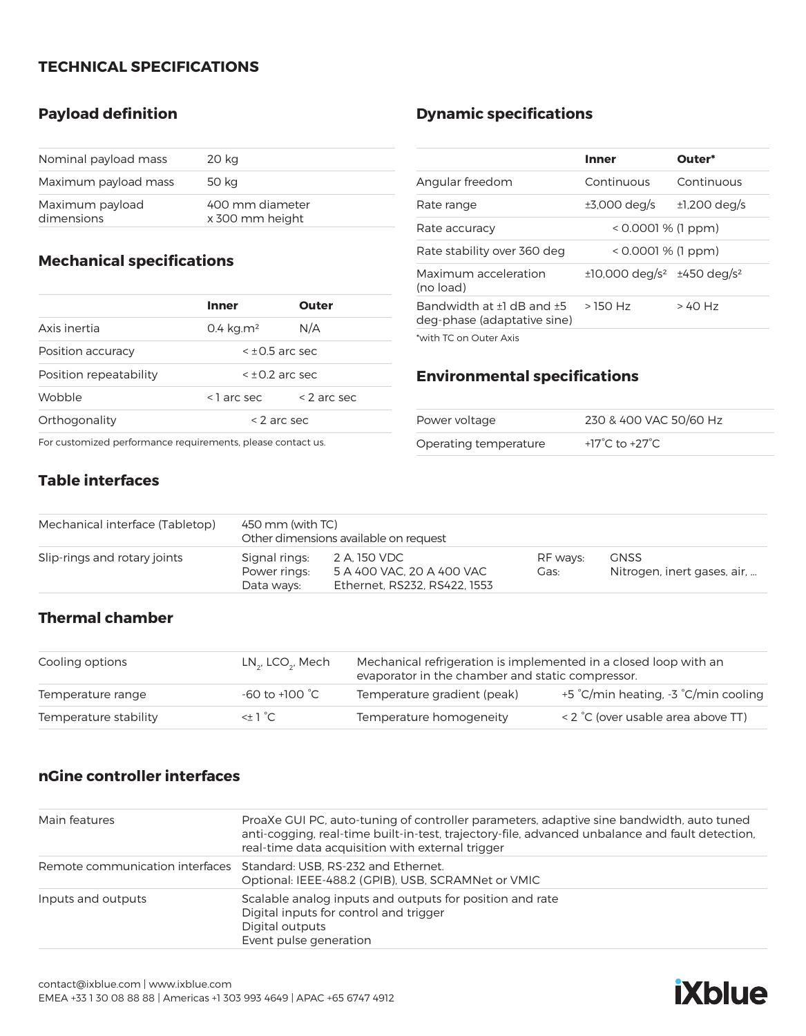# TECHNICAL SPECIFICATIONS

## Payload definition

| | |
|---|---|
| Nominal payload mass | 20 kg |
| Maximum payload mass | 50 kg |
| Maximum payload dimensions | 400 mm diameter x 300 mm height |

## Mechanical specifications

| | Inner | Outer |
|---|---|---|
| Axis inertia | 0.4 kg.m² | N/A |
| Position accuracy | < ±0.5 arc sec | |
| Position repeatability | < ±0.2 arc sec | |
| Wobble | < 1 arc sec | < 2 arc sec |
| Orthogonality | < 2 arc sec | |

For customized performance requirements, please contact us.

## Dynamic specifications

| | Inner | Outer* |
|---|---|---|
| Angular freedom | Continuous | Continuous |
| Rate range | ±3,000 deg/s | ±1,200 deg/s |
| Rate accuracy | < 0.0001 % (1 ppm) | |
| Rate stability over 360 deg | < 0.0001 % (1 ppm) | |
| Maximum acceleration (no load) | ±10,000 deg/s² | ±450 deg/s² |
| Bandwidth at ±1 dB and ±5 deg-phase (adaptative sine) | > 150 Hz | > 40 Hz |

*with TC on Outer Axis

## Environmental specifications

| | |
|---|---|
| Power voltage | 230 & 400 VAC 50/60 Hz |
| Operating temperature | +17°C to +27°C |

## Table interfaces

| | | | | |
|---|---|---|---|---|
| Mechanical interface (Tabletop) | 450 mm (with TC)<br>Other dimensions available on request | | | |
| Slip-rings and rotary joints | Signal rings:<br>Power rings:<br>Data ways: | 2 A, 150 VDC<br>5 A 400 VAC, 20 A 400 VAC<br>Ethernet, RS232, RS422, 1553 | RF ways:<br>Gas: | GNSS<br>Nitrogen, inert gases, air, ... |

## Thermal chamber

| | | | |
|---|---|---|---|
| Cooling options | $LN_2$, $LCO_2$, Mech | Mechanical refrigeration is implemented in a closed loop with an evaporator in the chamber and static compressor. | |
| Temperature range | -60 to +100 °C | Temperature gradient (peak) | +5 °C/min heating, -3 °C/min cooling |
| Temperature stability | <± 1 °C | Temperature homogeneity | < 2 °C (over usable area above TT) |

## nGine controller interfaces

| | |
|---|---|
| Main features | ProaXe GUI PC, auto-tuning of controller parameters, adaptive sine bandwidth, auto tuned anti-cogging, real-time built-in-test, trajectory-file, advanced unbalance and fault detection, real-time data acquisition with external trigger |
| Remote communication interfaces | Standard: USB, RS-232 and Ethernet.<br>Optional: IEEE-488.2 (GPIB), USB, SCRAMNet or VMIC |
| Inputs and outputs | Scalable analog inputs and outputs for position and rate<br>Digital inputs for control and trigger<br>Digital outputs<br>Event pulse generation |

contact@ixblue.com | www.ixblue.com
EMEA +33 1 30 08 88 88 | Americas +1 303 993 4649 | APAC +65 6747 4912

iXblue